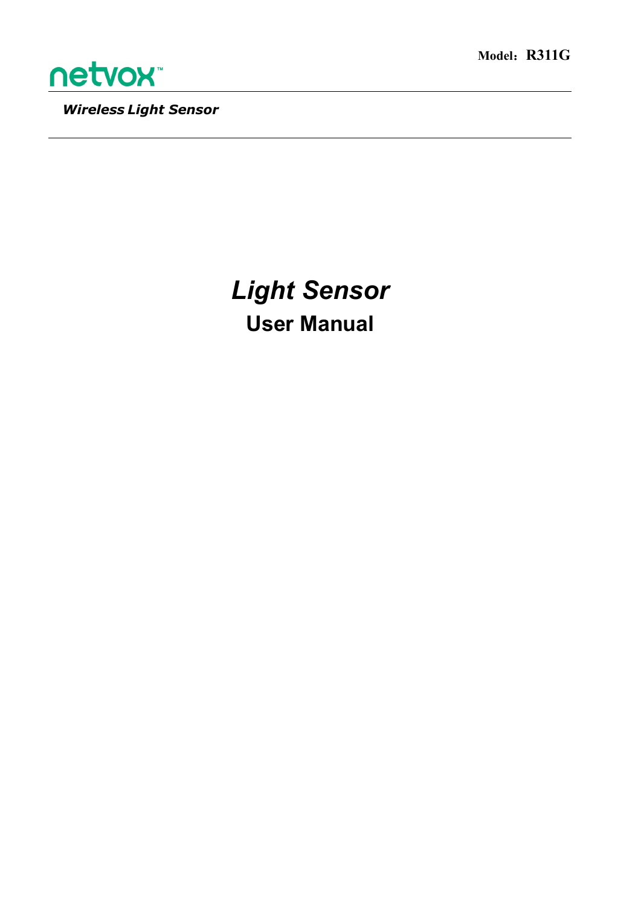Model：R311G

netvox™

*Wireless Light Sensor*

# *Light Sensor*

## User Manual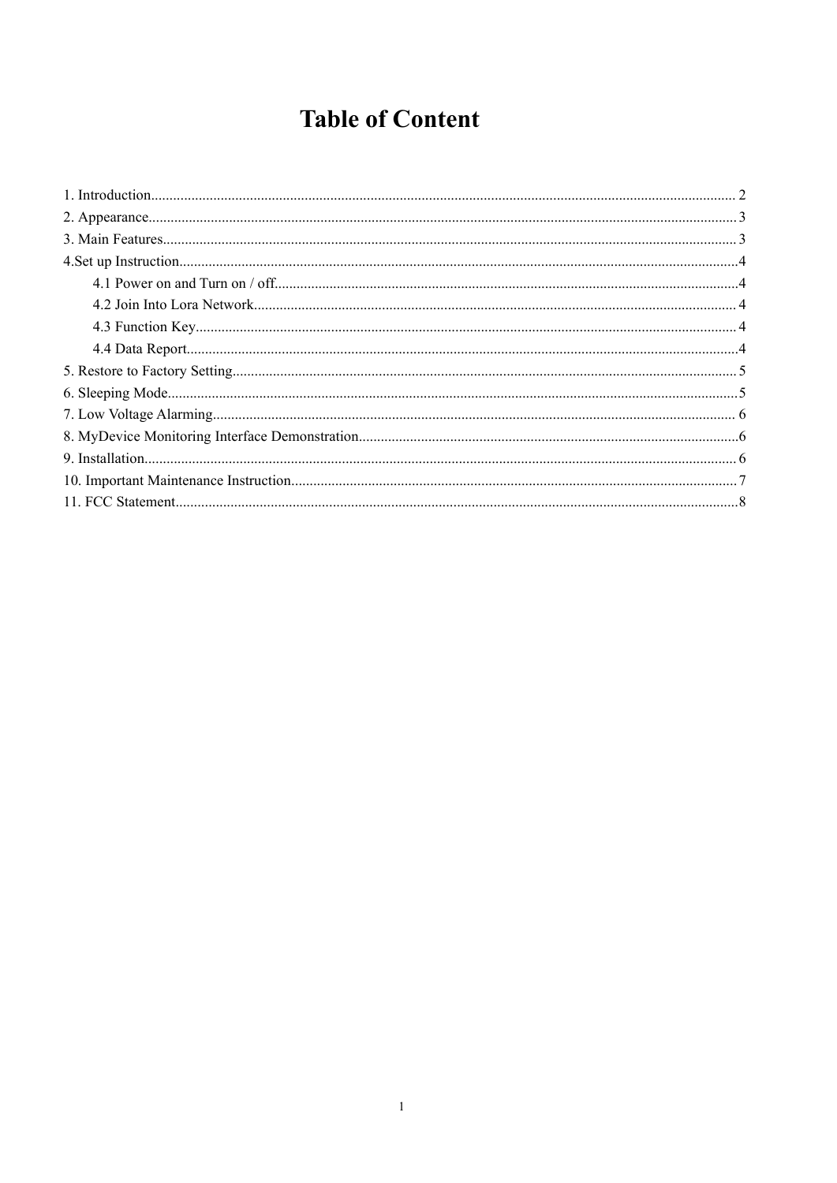# Table of Content

1. Introduction............................................................................................................................................... 2
2. Appearance............................................................................................................................................... 3
3. Main Features........................................................................................................................................... 3
4.Set up Instruction........................................................................................................................................4
    4.1 Power on and Turn on / off..............................................................................................................4
    4.2 Join Into Lora Network.................................................................................................................... 4
    4.3 Function Key.................................................................................................................................... 4
    4.4 Data Report.......................................................................................................................................4
5. Restore to Factory Setting......................................................................................................................... 5
6. Sleeping Mode...........................................................................................................................................5
7. Low Voltage Alarming.............................................................................................................................. 6
8. MyDevice Monitoring Interface Demonstration........................................................................................6
9. Installation................................................................................................................................................. 6
10. Important Maintenance Instruction.......................................................................................................... 7
11. FCC Statement.........................................................................................................................................8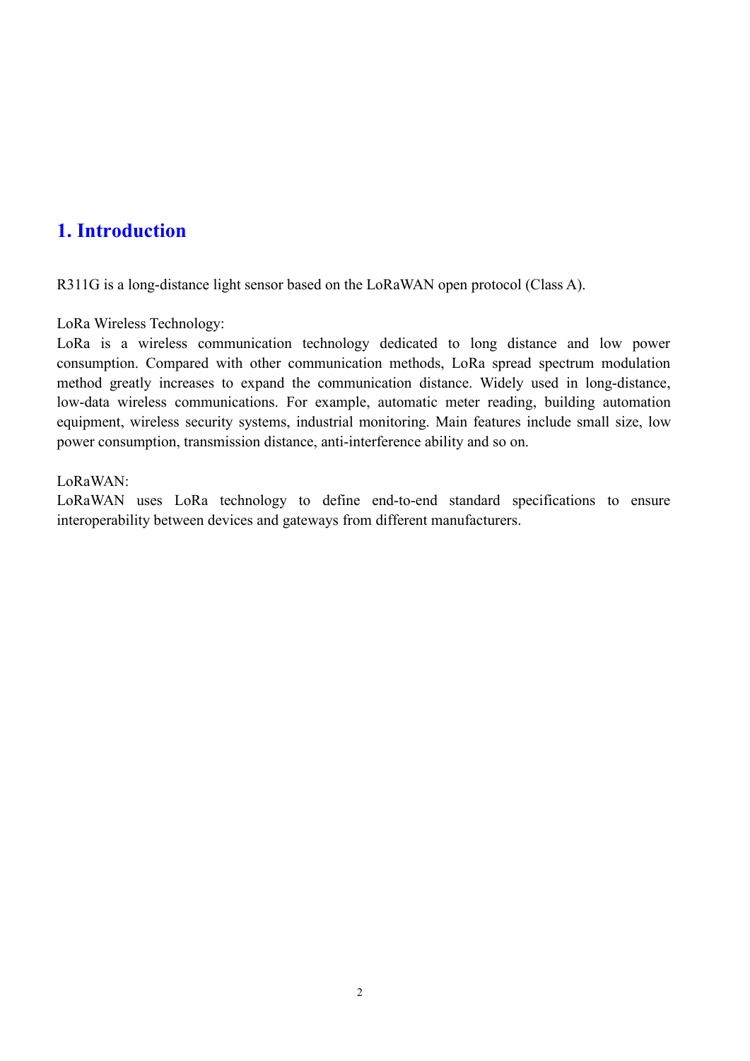# 1. Introduction

R311G is a long-distance light sensor based on the LoRaWAN open protocol (Class A).

LoRa Wireless Technology:
LoRa is a wireless communication technology dedicated to long distance and low power consumption. Compared with other communication methods, LoRa spread spectrum modulation method greatly increases to expand the communication distance. Widely used in long-distance, low-data wireless communications. For example, automatic meter reading, building automation equipment, wireless security systems, industrial monitoring. Main features include small size, low power consumption, transmission distance, anti-interference ability and so on.

LoRaWAN:
LoRaWAN uses LoRa technology to define end-to-end standard specifications to ensure interoperability between devices and gateways from different manufacturers.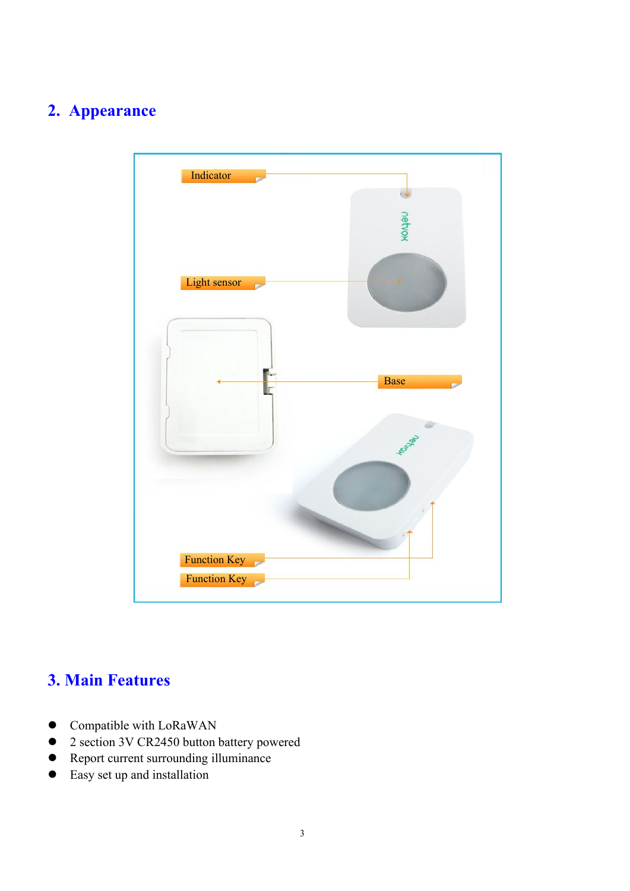## 2. Appearance

Indicator

Light sensor

Base

Function Key

Function Key

## 3. Main Features

- Compatible with LoRaWAN
- 2 section 3V CR2450 button battery powered
- Report current surrounding illuminance
- Easy set up and installation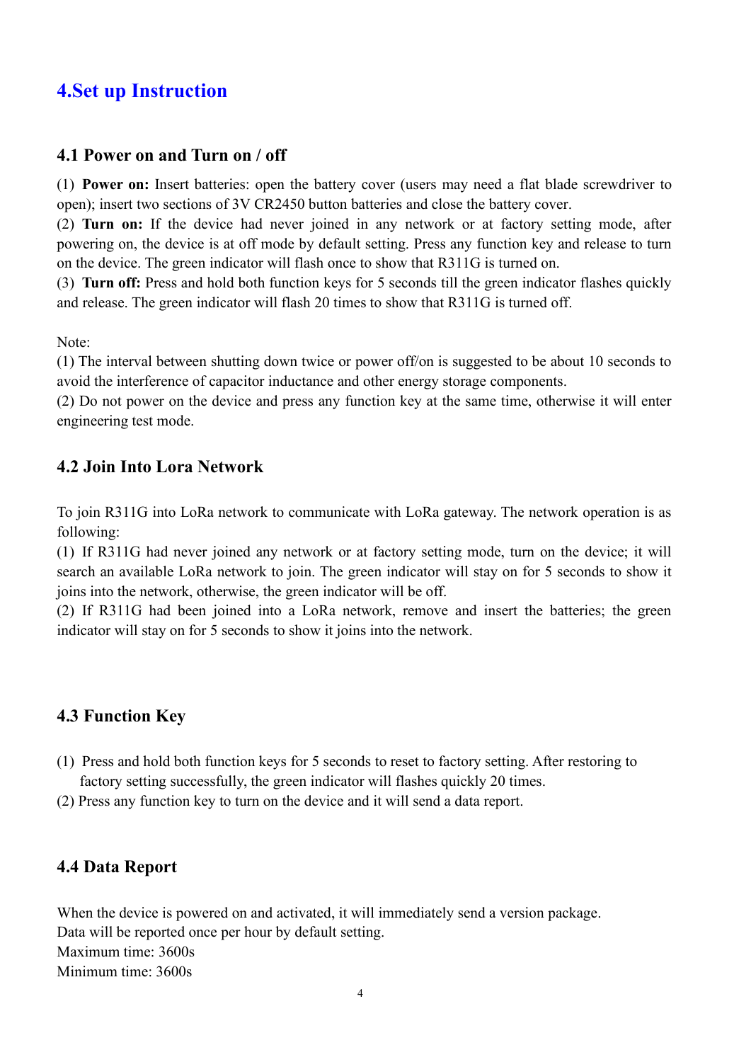# 4.Set up Instruction

## 4.1 Power on and Turn on / off

(1) **Power on:** Insert batteries: open the battery cover (users may need a flat blade screwdriver to open); insert two sections of 3V CR2450 button batteries and close the battery cover.
(2) **Turn on:** If the device had never joined in any network or at factory setting mode, after powering on, the device is at off mode by default setting. Press any function key and release to turn on the device. The green indicator will flash once to show that R311G is turned on.
(3) **Turn off:** Press and hold both function keys for 5 seconds till the green indicator flashes quickly and release. The green indicator will flash 20 times to show that R311G is turned off.

Note:
(1) The interval between shutting down twice or power off/on is suggested to be about 10 seconds to avoid the interference of capacitor inductance and other energy storage components.
(2) Do not power on the device and press any function key at the same time, otherwise it will enter engineering test mode.

## 4.2 Join Into Lora Network

To join R311G into LoRa network to communicate with LoRa gateway. The network operation is as following:
(1) If R311G had never joined any network or at factory setting mode, turn on the device; it will search an available LoRa network to join. The green indicator will stay on for 5 seconds to show it joins into the network, otherwise, the green indicator will be off.
(2) If R311G had been joined into a LoRa network, remove and insert the batteries; the green indicator will stay on for 5 seconds to show it joins into the network.

## 4.3 Function Key

(1) Press and hold both function keys for 5 seconds to reset to factory setting. After restoring to factory setting successfully, the green indicator will flashes quickly 20 times.
(2) Press any function key to turn on the device and it will send a data report.

## 4.4 Data Report

When the device is powered on and activated, it will immediately send a version package.
Data will be reported once per hour by default setting.
Maximum time: 3600s
Minimum time: 3600s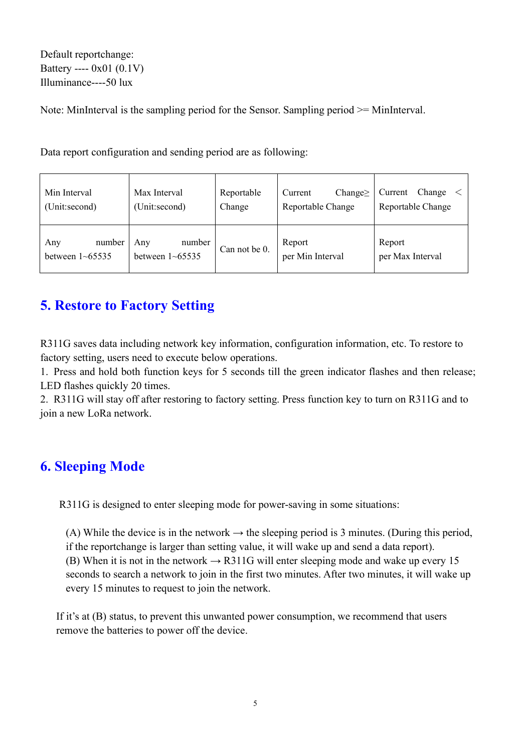Default reportchange:
Battery ---- 0x01 (0.1V)
Illuminance----50 lux

Note: MinInterval is the sampling period for the Sensor. Sampling period >= MinInterval.

Data report configuration and sending period are as following:

| Min Interval (Unit:second) | Max Interval (Unit:second) | Reportable Change | Current Change≥ Reportable Change | Current Change < Reportable Change |
|---|---|---|---|---|
| Any number between 1~65535 | Any number between 1~65535 | Can not be 0. | Report per Min Interval | Report per Max Interval |

## 5. Restore to Factory Setting

R311G saves data including network key information, configuration information, etc. To restore to factory setting, users need to execute below operations.

1. Press and hold both function keys for 5 seconds till the green indicator flashes and then release; LED flashes quickly 20 times.
2. R311G will stay off after restoring to factory setting. Press function key to turn on R311G and to join a new LoRa network.

## 6. Sleeping Mode

R311G is designed to enter sleeping mode for power-saving in some situations:

(A) While the device is in the network → the sleeping period is 3 minutes. (During this period, if the reportchange is larger than setting value, it will wake up and send a data report).
(B) When it is not in the network → R311G will enter sleeping mode and wake up every 15 seconds to search a network to join in the first two minutes. After two minutes, it will wake up every 15 minutes to request to join the network.

If it's at (B) status, to prevent this unwanted power consumption, we recommend that users remove the batteries to power off the device.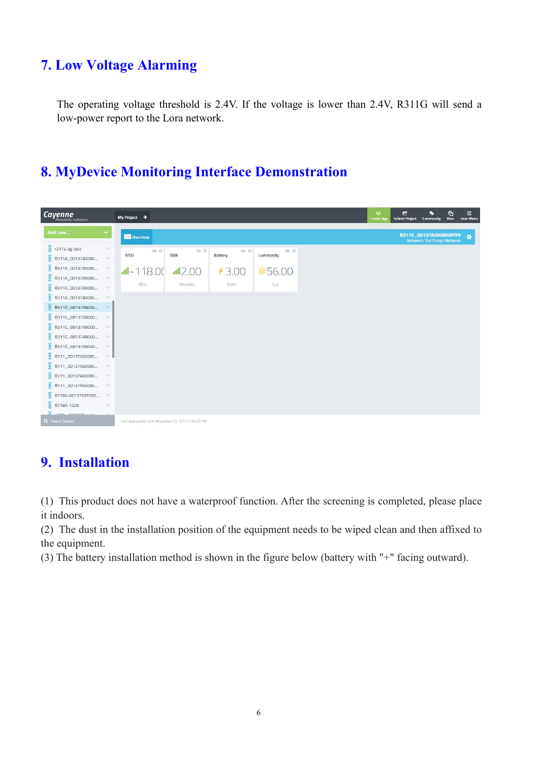# 7. Low Voltage Alarming

The operating voltage threshold is 2.4V. If the voltage is lower than 2.4V, R311G will send a low-power report to the Lora network.

# 8. MyDevice Monitoring Interface Demonstration

# 9. Installation

(1) This product does not have a waterproof function. After the screening is completed, please place it indoors.
(2) The dust in the installation position of the equipment needs to be wiped clean and then affixed to the equipment.
(3) The battery installation method is shown in the figure below (battery with "+" facing outward).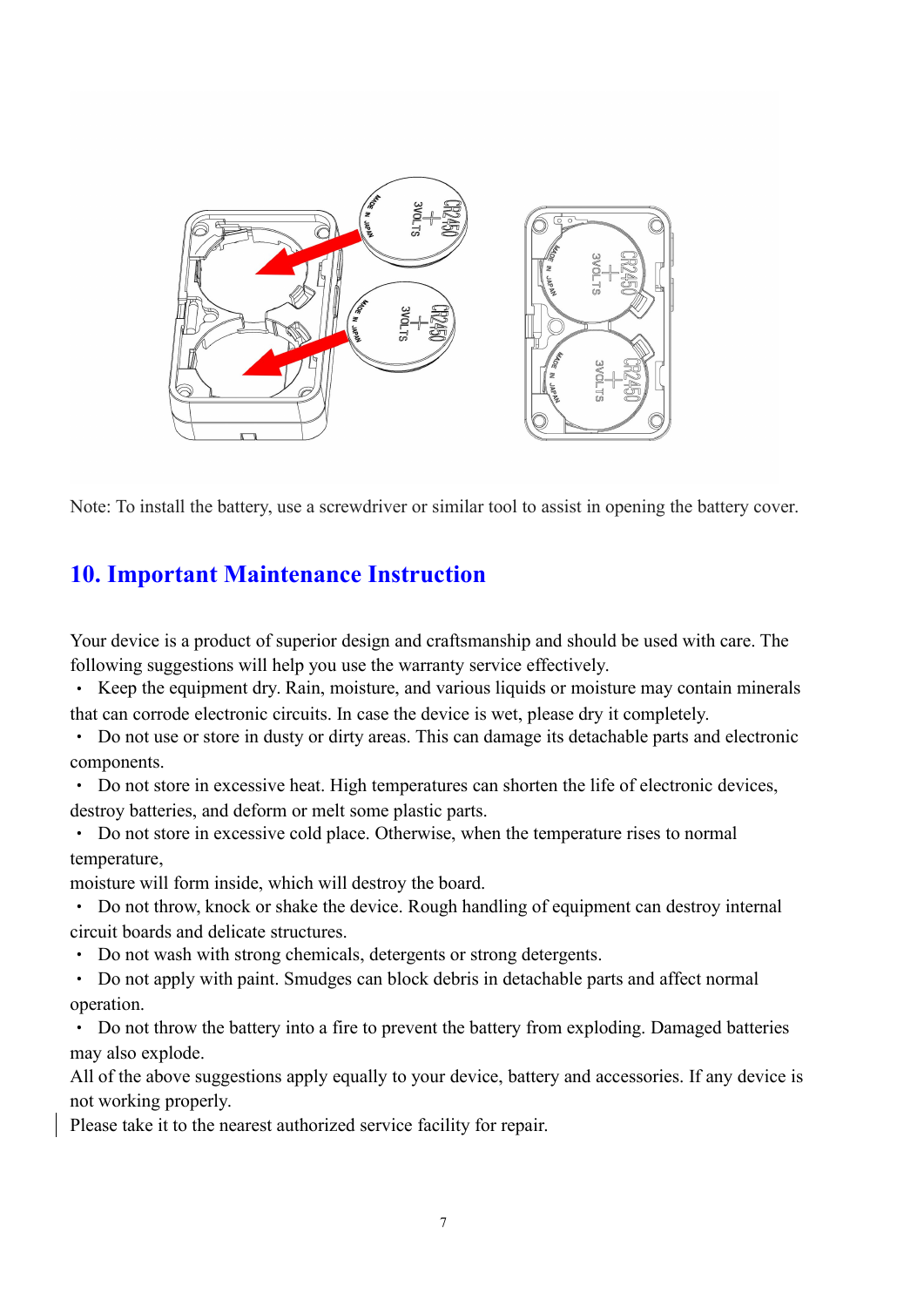Note: To install the battery, use a screwdriver or similar tool to assist in opening the battery cover.

## 10. Important Maintenance Instruction

Your device is a product of superior design and craftsmanship and should be used with care. The following suggestions will help you use the warranty service effectively.

- Keep the equipment dry. Rain, moisture, and various liquids or moisture may contain minerals that can corrode electronic circuits. In case the device is wet, please dry it completely.
- Do not use or store in dusty or dirty areas. This can damage its detachable parts and electronic components.
- Do not store in excessive heat. High temperatures can shorten the life of electronic devices, destroy batteries, and deform or melt some plastic parts.
- Do not store in excessive cold place. Otherwise, when the temperature rises to normal temperature,
moisture will form inside, which will destroy the board.
- Do not throw, knock or shake the device. Rough handling of equipment can destroy internal circuit boards and delicate structures.
- Do not wash with strong chemicals, detergents or strong detergents.
- Do not apply with paint. Smudges can block debris in detachable parts and affect normal operation.
- Do not throw the battery into a fire to prevent the battery from exploding. Damaged batteries may also explode.

All of the above suggestions apply equally to your device, battery and accessories. If any device is not working properly.
Please take it to the nearest authorized service facility for repair.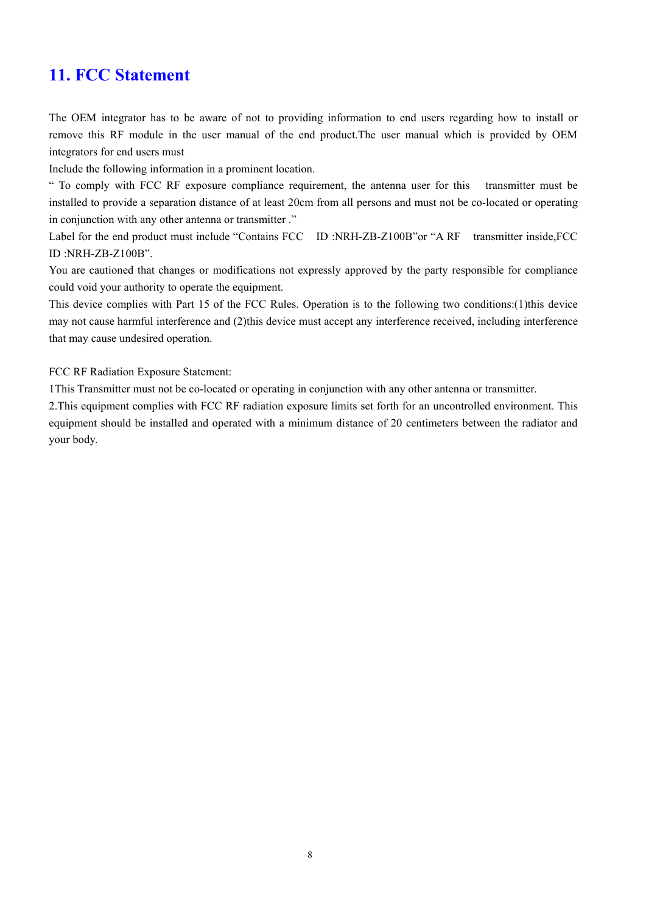## 11. FCC Statement

The OEM integrator has to be aware of not to providing information to end users regarding how to install or remove this RF module in the user manual of the end product.The user manual which is provided by OEM integrators for end users must

Include the following information in a prominent location.

" To comply with FCC RF exposure compliance requirement, the antenna user for this transmitter must be installed to provide a separation distance of at least 20cm from all persons and must not be co-located or operating in conjunction with any other antenna or transmitter ."

Label for the end product must include "Contains FCC ID :NRH-ZB-Z100B"or "A RF transmitter inside,FCC ID :NRH-ZB-Z100B".

You are cautioned that changes or modifications not expressly approved by the party responsible for compliance could void your authority to operate the equipment.

This device complies with Part 15 of the FCC Rules. Operation is to the following two conditions:(1)this device may not cause harmful interference and (2)this device must accept any interference received, including interference that may cause undesired operation.

FCC RF Radiation Exposure Statement:

1This Transmitter must not be co-located or operating in conjunction with any other antenna or transmitter.

2.This equipment complies with FCC RF radiation exposure limits set forth for an uncontrolled environment. This equipment should be installed and operated with a minimum distance of 20 centimeters between the radiator and your body.